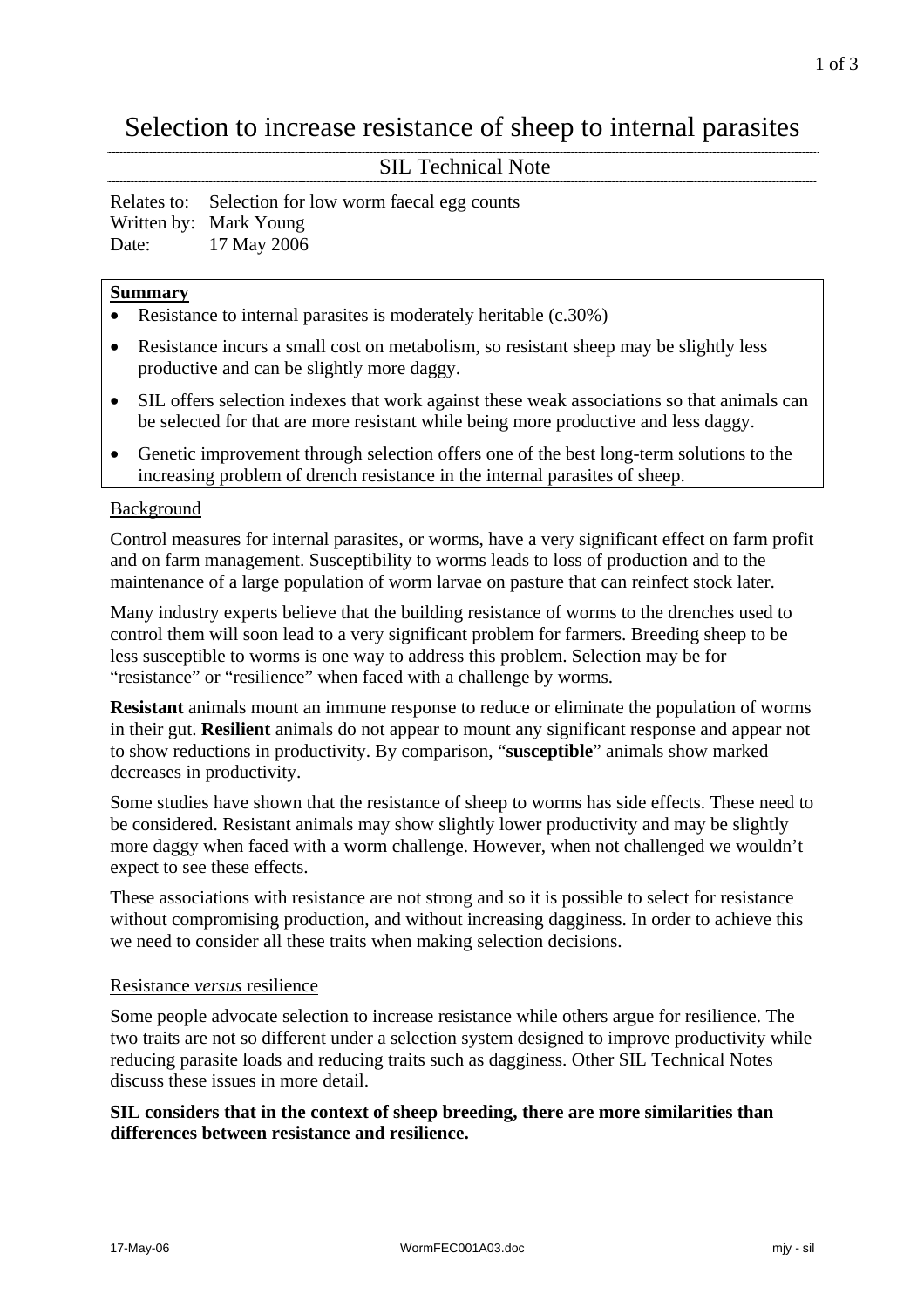# Selection to increase resistance of sheep to internal parasites

SIL Technical Note

Relates to: Selection for low worm faecal egg counts
Written by: Mark Young
Date: 17 May 2006

**Summary**

- Resistance to internal parasites is moderately heritable (c.30%)
- Resistance incurs a small cost on metabolism, so resistant sheep may be slightly less productive and can be slightly more daggy.
- SIL offers selection indexes that work against these weak associations so that animals can be selected for that are more resistant while being more productive and less daggy.
- Genetic improvement through selection offers one of the best long-term solutions to the increasing problem of drench resistance in the internal parasites of sheep.

## Background

Control measures for internal parasites, or worms, have a very significant effect on farm profit and on farm management. Susceptibility to worms leads to loss of production and to the maintenance of a large population of worm larvae on pasture that can reinfect stock later.

Many industry experts believe that the building resistance of worms to the drenches used to control them will soon lead to a very significant problem for farmers. Breeding sheep to be less susceptible to worms is one way to address this problem. Selection may be for "resistance" or "resilience" when faced with a challenge by worms.

**Resistant** animals mount an immune response to reduce or eliminate the population of worms in their gut. **Resilient** animals do not appear to mount any significant response and appear not to show reductions in productivity. By comparison, "**susceptible**" animals show marked decreases in productivity.

Some studies have shown that the resistance of sheep to worms has side effects. These need to be considered. Resistant animals may show slightly lower productivity and may be slightly more daggy when faced with a worm challenge. However, when not challenged we wouldn't expect to see these effects.

These associations with resistance are not strong and so it is possible to select for resistance without compromising production, and without increasing dagginess. In order to achieve this we need to consider all these traits when making selection decisions.

## Resistance *versus* resilience

Some people advocate selection to increase resistance while others argue for resilience. The two traits are not so different under a selection system designed to improve productivity while reducing parasite loads and reducing traits such as dagginess. Other SIL Technical Notes discuss these issues in more detail.

**SIL considers that in the context of sheep breeding, there are more similarities than differences between resistance and resilience.**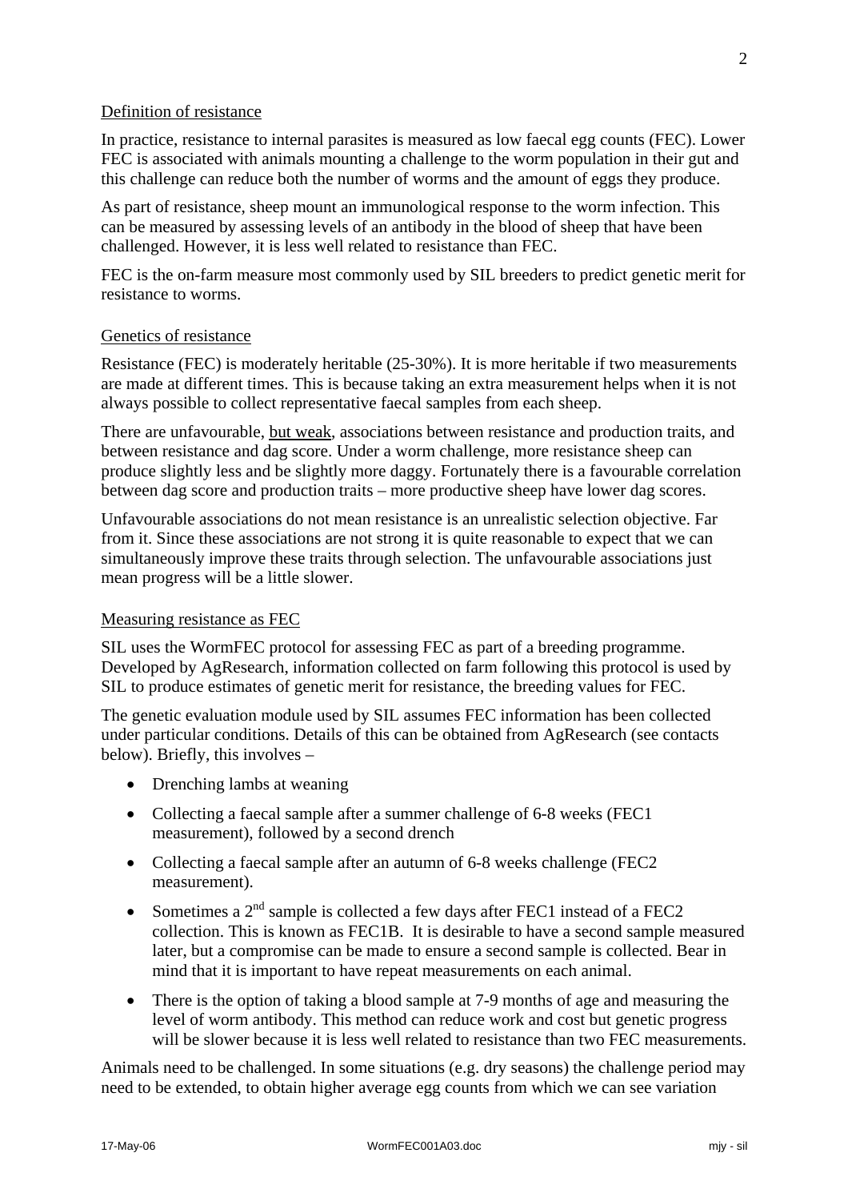## Definition of resistance

In practice, resistance to internal parasites is measured as low faecal egg counts (FEC). Lower FEC is associated with animals mounting a challenge to the worm population in their gut and this challenge can reduce both the number of worms and the amount of eggs they produce.

As part of resistance, sheep mount an immunological response to the worm infection. This can be measured by assessing levels of an antibody in the blood of sheep that have been challenged. However, it is less well related to resistance than FEC.

FEC is the on-farm measure most commonly used by SIL breeders to predict genetic merit for resistance to worms.

## Genetics of resistance

Resistance (FEC) is moderately heritable (25-30%). It is more heritable if two measurements are made at different times. This is because taking an extra measurement helps when it is not always possible to collect representative faecal samples from each sheep.

There are unfavourable, but weak, associations between resistance and production traits, and between resistance and dag score. Under a worm challenge, more resistance sheep can produce slightly less and be slightly more daggy. Fortunately there is a favourable correlation between dag score and production traits – more productive sheep have lower dag scores.

Unfavourable associations do not mean resistance is an unrealistic selection objective. Far from it. Since these associations are not strong it is quite reasonable to expect that we can simultaneously improve these traits through selection. The unfavourable associations just mean progress will be a little slower.

## Measuring resistance as FEC

SIL uses the WormFEC protocol for assessing FEC as part of a breeding programme. Developed by AgResearch, information collected on farm following this protocol is used by SIL to produce estimates of genetic merit for resistance, the breeding values for FEC.

The genetic evaluation module used by SIL assumes FEC information has been collected under particular conditions. Details of this can be obtained from AgResearch (see contacts below). Briefly, this involves –

- Drenching lambs at weaning
- Collecting a faecal sample after a summer challenge of 6-8 weeks (FEC1 measurement), followed by a second drench
- Collecting a faecal sample after an autumn of 6-8 weeks challenge (FEC2 measurement).
- Sometimes a 2nd sample is collected a few days after FEC1 instead of a FEC2 collection. This is known as FEC1B. It is desirable to have a second sample measured later, but a compromise can be made to ensure a second sample is collected. Bear in mind that it is important to have repeat measurements on each animal.
- There is the option of taking a blood sample at 7-9 months of age and measuring the level of worm antibody. This method can reduce work and cost but genetic progress will be slower because it is less well related to resistance than two FEC measurements.

Animals need to be challenged. In some situations (e.g. dry seasons) the challenge period may need to be extended, to obtain higher average egg counts from which we can see variation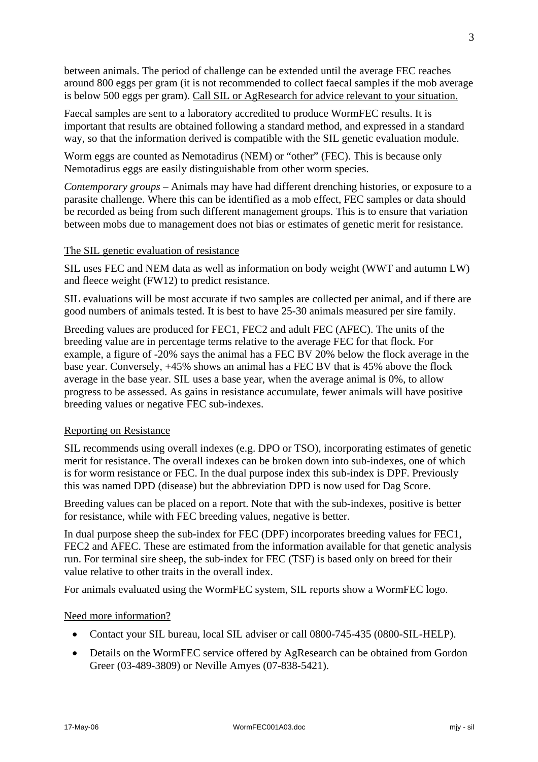between animals. The period of challenge can be extended until the average FEC reaches around 800 eggs per gram (it is not recommended to collect faecal samples if the mob average is below 500 eggs per gram). Call SIL or AgResearch for advice relevant to your situation.

Faecal samples are sent to a laboratory accredited to produce WormFEC results. It is important that results are obtained following a standard method, and expressed in a standard way, so that the information derived is compatible with the SIL genetic evaluation module.

Worm eggs are counted as Nemotadirus (NEM) or "other" (FEC). This is because only Nemotadirus eggs are easily distinguishable from other worm species.

*Contemporary groups* – Animals may have had different drenching histories, or exposure to a parasite challenge. Where this can be identified as a mob effect, FEC samples or data should be recorded as being from such different management groups. This is to ensure that variation between mobs due to management does not bias or estimates of genetic merit for resistance.

## The SIL genetic evaluation of resistance

SIL uses FEC and NEM data as well as information on body weight (WWT and autumn LW) and fleece weight (FW12) to predict resistance.

SIL evaluations will be most accurate if two samples are collected per animal, and if there are good numbers of animals tested. It is best to have 25-30 animals measured per sire family.

Breeding values are produced for FEC1, FEC2 and adult FEC (AFEC). The units of the breeding value are in percentage terms relative to the average FEC for that flock. For example, a figure of -20% says the animal has a FEC BV 20% below the flock average in the base year. Conversely, +45% shows an animal has a FEC BV that is 45% above the flock average in the base year. SIL uses a base year, when the average animal is 0%, to allow progress to be assessed. As gains in resistance accumulate, fewer animals will have positive breeding values or negative FEC sub-indexes.

## Reporting on Resistance

SIL recommends using overall indexes (e.g. DPO or TSO), incorporating estimates of genetic merit for resistance. The overall indexes can be broken down into sub-indexes, one of which is for worm resistance or FEC. In the dual purpose index this sub-index is DPF. Previously this was named DPD (disease) but the abbreviation DPD is now used for Dag Score.

Breeding values can be placed on a report. Note that with the sub-indexes, positive is better for resistance, while with FEC breeding values, negative is better.

In dual purpose sheep the sub-index for FEC (DPF) incorporates breeding values for FEC1, FEC2 and AFEC. These are estimated from the information available for that genetic analysis run. For terminal sire sheep, the sub-index for FEC (TSF) is based only on breed for their value relative to other traits in the overall index.

For animals evaluated using the WormFEC system, SIL reports show a WormFEC logo.

## Need more information?

- Contact your SIL bureau, local SIL adviser or call 0800-745-435 (0800-SIL-HELP).
- Details on the WormFEC service offered by AgResearch can be obtained from Gordon Greer (03-489-3809) or Neville Amyes (07-838-5421).